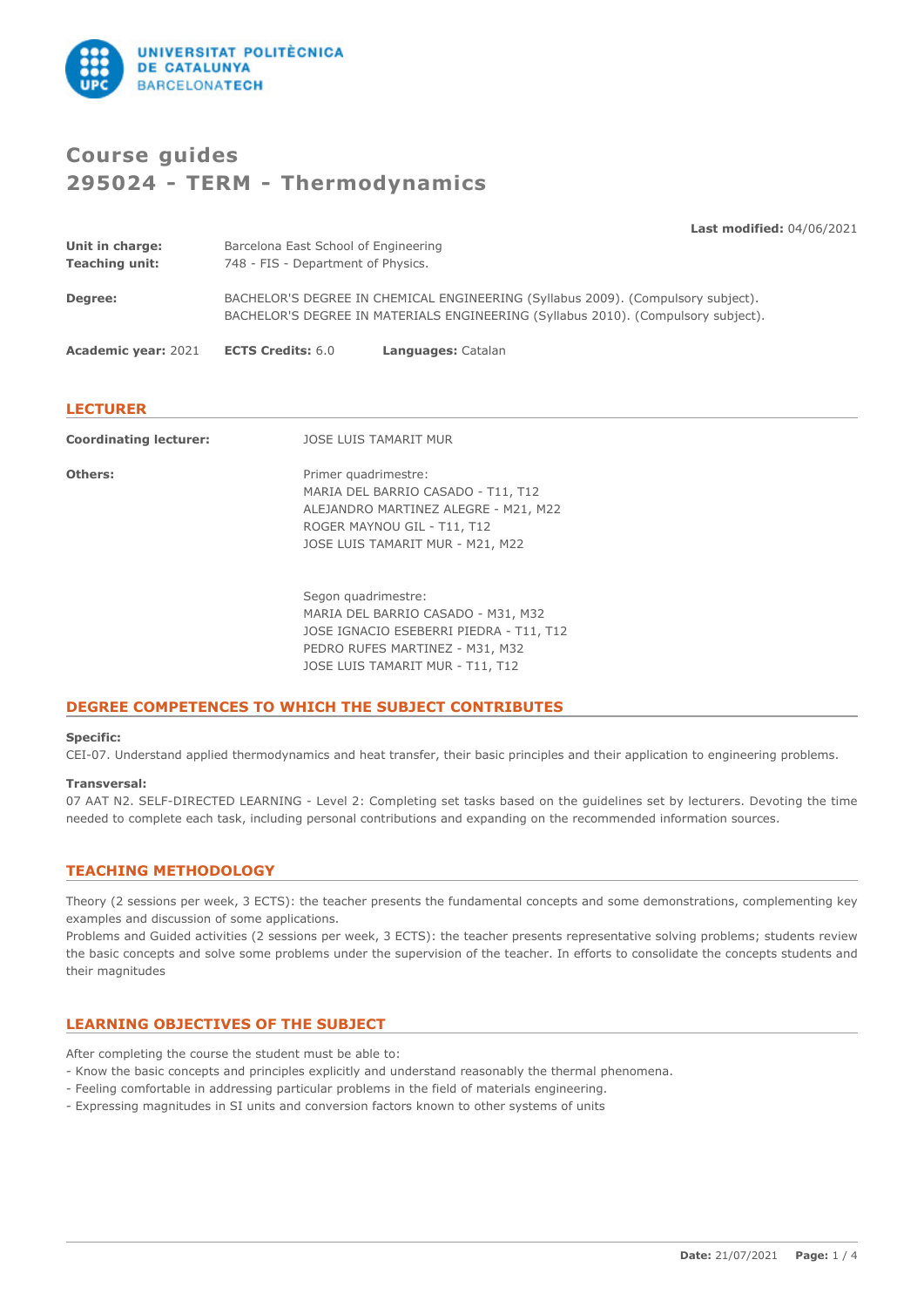# Course guides
# 295024 - TERM - Thermodynamics

**Last modified:** 04/06/2021

**Unit in charge:** Barcelona East School of Engineering
**Teaching unit:** 748 - FIS - Department of Physics.

**Degree:** BACHELOR'S DEGREE IN CHEMICAL ENGINEERING (Syllabus 2009). (Compulsory subject).
BACHELOR'S DEGREE IN MATERIALS ENGINEERING (Syllabus 2010). (Compulsory subject).

**Academic year:** 2021 **ECTS Credits:** 6.0 **Languages:** Catalan

## LECTURER

**Coordinating lecturer:** JOSE LUIS TAMARIT MUR

**Others:**

Primer quadrimestre:
MARIA DEL BARRIO CASADO - T11, T12
ALEJANDRO MARTINEZ ALEGRE - M21, M22
ROGER MAYNOU GIL - T11, T12
JOSE LUIS TAMARIT MUR - M21, M22

Segon quadrimestre:
MARIA DEL BARRIO CASADO - M31, M32
JOSE IGNACIO ESEBERRI PIEDRA - T11, T12
PEDRO RUFES MARTINEZ - M31, M32
JOSE LUIS TAMARIT MUR - T11, T12

## DEGREE COMPETENCES TO WHICH THE SUBJECT CONTRIBUTES

**Specific:**
CEI-07. Understand applied thermodynamics and heat transfer, their basic principles and their application to engineering problems.

**Transversal:**
07 AAT N2. SELF-DIRECTED LEARNING - Level 2: Completing set tasks based on the guidelines set by lecturers. Devoting the time needed to complete each task, including personal contributions and expanding on the recommended information sources.

## TEACHING METHODOLOGY

Theory (2 sessions per week, 3 ECTS): the teacher presents the fundamental concepts and some demonstrations, complementing key examples and discussion of some applications.
Problems and Guided activities (2 sessions per week, 3 ECTS): the teacher presents representative solving problems; students review the basic concepts and solve some problems under the supervision of the teacher. In efforts to consolidate the concepts students and their magnitudes

## LEARNING OBJECTIVES OF THE SUBJECT

After completing the course the student must be able to:
- Know the basic concepts and principles explicitly and understand reasonably the thermal phenomena.
- Feeling comfortable in addressing particular problems in the field of materials engineering.
- Expressing magnitudes in SI units and conversion factors known to other systems of units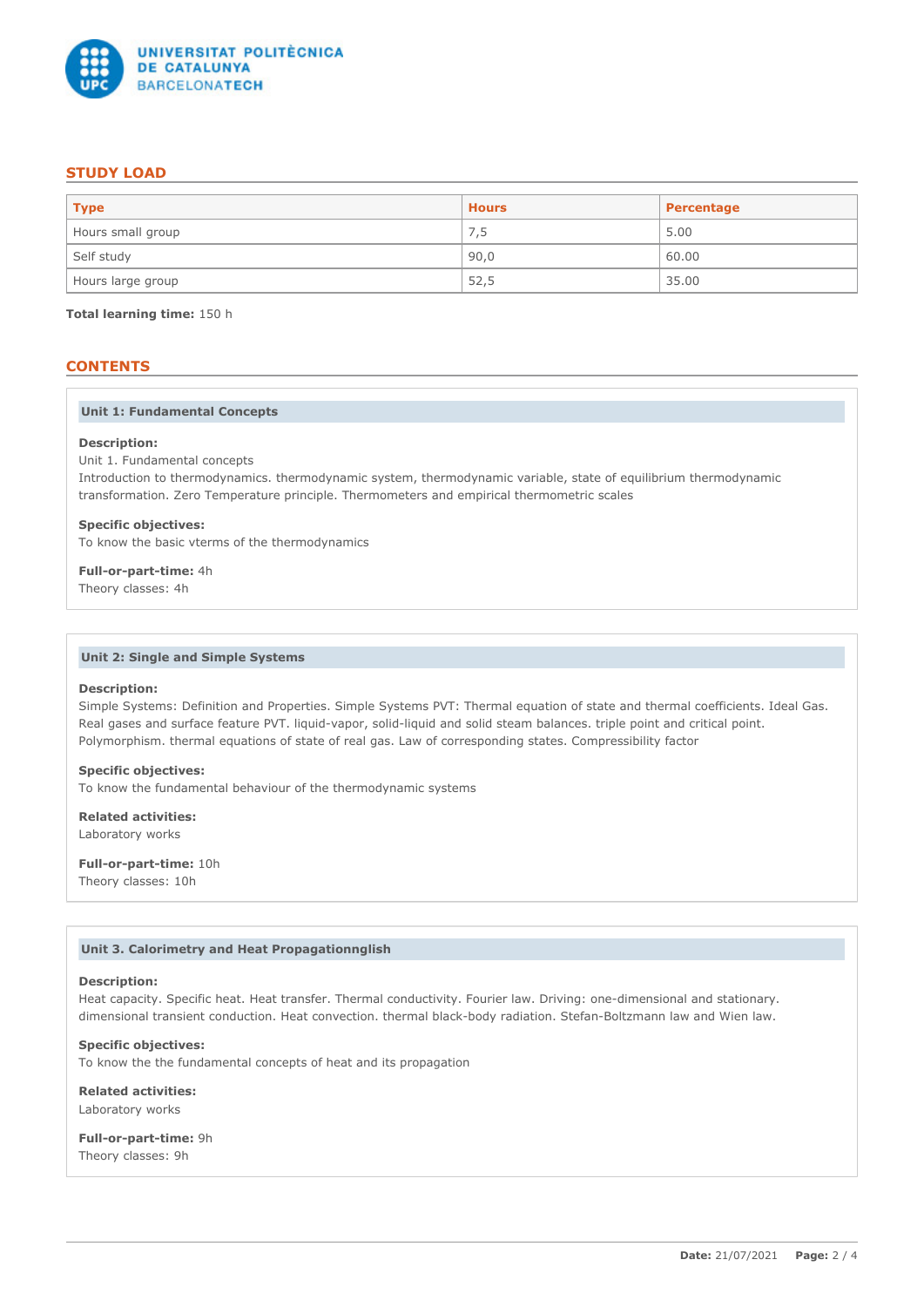## STUDY LOAD

| Type | Hours | Percentage |
|---|---|---|
| Hours small group | 7,5 | 5.00 |
| Self study | 90,0 | 60.00 |
| Hours large group | 52,5 | 35.00 |

**Total learning time:** 150 h

## CONTENTS

### Unit 1: Fundamental Concepts

**Description:**
Unit 1. Fundamental concepts
Introduction to thermodynamics. thermodynamic system, thermodynamic variable, state of equilibrium thermodynamic transformation. Zero Temperature principle. Thermometers and empirical thermometric scales

**Specific objectives:**
To know the basic vterms of the thermodynamics

**Full-or-part-time:** 4h
Theory classes: 4h

### Unit 2: Single and Simple Systems

**Description:**
Simple Systems: Definition and Properties. Simple Systems PVT: Thermal equation of state and thermal coefficients. Ideal Gas. Real gases and surface feature PVT. liquid-vapor, solid-liquid and solid steam balances. triple point and critical point. Polymorphism. thermal equations of state of real gas. Law of corresponding states. Compressibility factor

**Specific objectives:**
To know the fundamental behaviour of the thermodynamic systems

**Related activities:**
Laboratory works

**Full-or-part-time:** 10h
Theory classes: 10h

### Unit 3. Calorimetry and Heat Propagationnglish

**Description:**
Heat capacity. Specific heat. Heat transfer. Thermal conductivity. Fourier law. Driving: one-dimensional and stationary. dimensional transient conduction. Heat convection. thermal black-body radiation. Stefan-Boltzmann law and Wien law.

**Specific objectives:**
To know the the fundamental concepts of heat and its propagation

**Related activities:**
Laboratory works

**Full-or-part-time:** 9h
Theory classes: 9h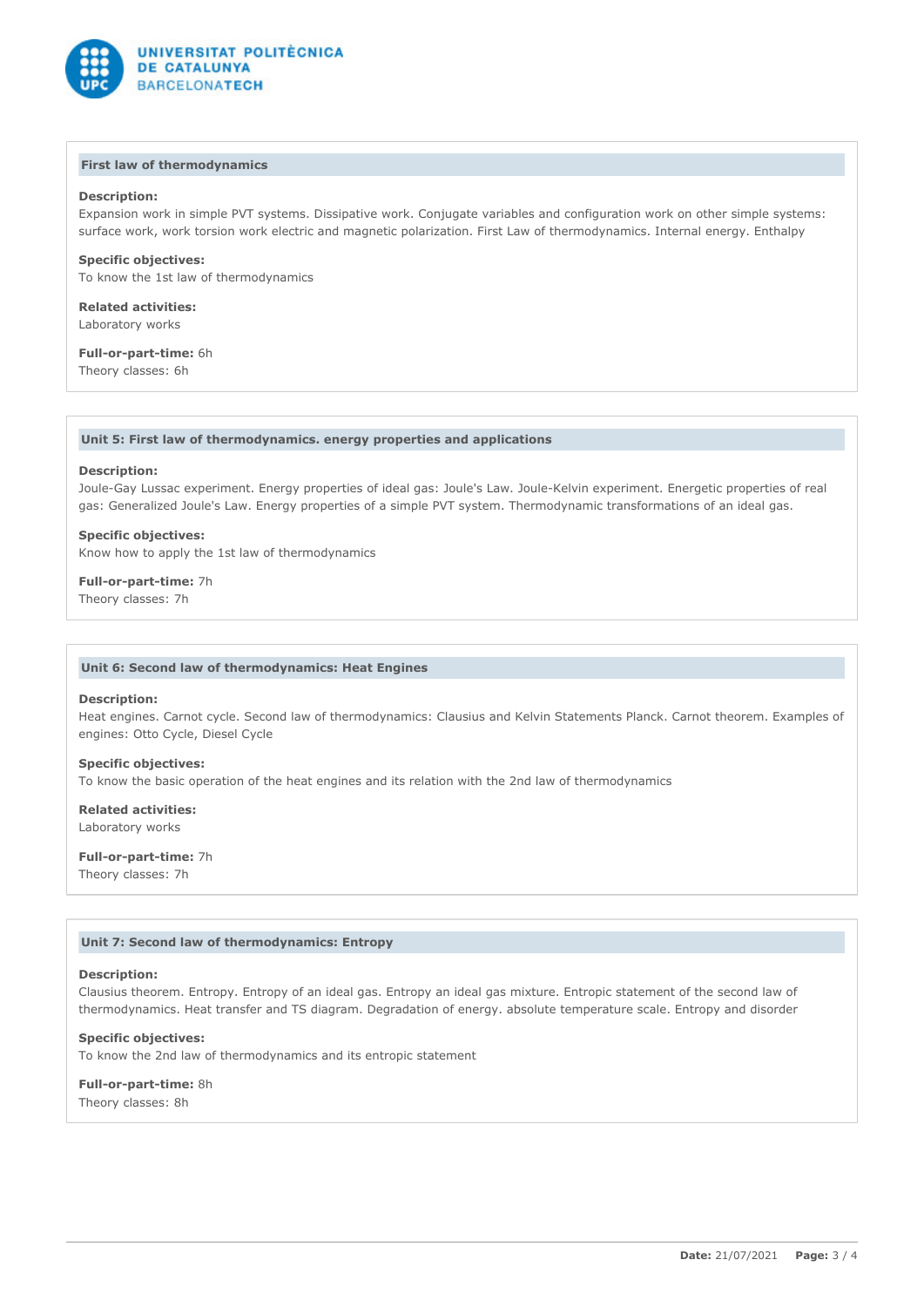### First law of thermodynamics

**Description:**
Expansion work in simple PVT systems. Dissipative work. Conjugate variables and configuration work on other simple systems: surface work, work torsion work electric and magnetic polarization. First Law of thermodynamics. Internal energy. Enthalpy

**Specific objectives:**
To know the 1st law of thermodynamics

**Related activities:**
Laboratory works

**Full-or-part-time:** 6h
Theory classes: 6h

### Unit 5: First law of thermodynamics. energy properties and applications

**Description:**
Joule-Gay Lussac experiment. Energy properties of ideal gas: Joule's Law. Joule-Kelvin experiment. Energetic properties of real gas: Generalized Joule's Law. Energy properties of a simple PVT system. Thermodynamic transformations of an ideal gas.

**Specific objectives:**
Know how to apply the 1st law of thermodynamics

**Full-or-part-time:** 7h
Theory classes: 7h

### Unit 6: Second law of thermodynamics: Heat Engines

**Description:**
Heat engines. Carnot cycle. Second law of thermodynamics: Clausius and Kelvin Statements Planck. Carnot theorem. Examples of engines: Otto Cycle, Diesel Cycle

**Specific objectives:**
To know the basic operation of the heat engines and its relation with the 2nd law of thermodynamics

**Related activities:**
Laboratory works

**Full-or-part-time:** 7h
Theory classes: 7h

### Unit 7: Second law of thermodynamics: Entropy

**Description:**
Clausius theorem. Entropy. Entropy of an ideal gas. Entropy an ideal gas mixture. Entropic statement of the second law of thermodynamics. Heat transfer and TS diagram. Degradation of energy. absolute temperature scale. Entropy and disorder

**Specific objectives:**
To know the 2nd law of thermodynamics and its entropic statement

**Full-or-part-time:** 8h
Theory classes: 8h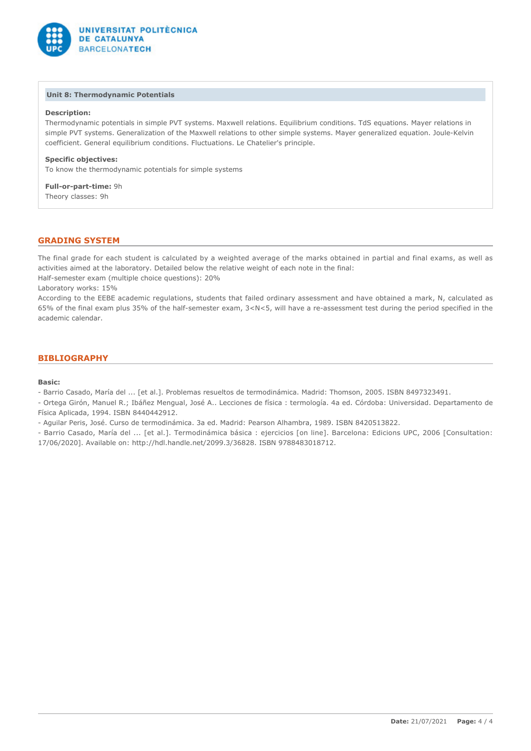**Unit 8: Thermodynamic Potentials**

**Description:**
Thermodynamic potentials in simple PVT systems. Maxwell relations. Equilibrium conditions. TdS equations. Mayer relations in simple PVT systems. Generalization of the Maxwell relations to other simple systems. Mayer generalized equation. Joule-Kelvin coefficient. General equilibrium conditions. Fluctuations. Le Chatelier's principle.

**Specific objectives:**
To know the thermodynamic potentials for simple systems

**Full-or-part-time:** 9h
Theory classes: 9h

## GRADING SYSTEM

The final grade for each student is calculated by a weighted average of the marks obtained in partial and final exams, as well as activities aimed at the laboratory. Detailed below the relative weight of each note in the final:
Half-semester exam (multiple choice questions): 20%
Laboratory works: 15%
According to the EEBE academic regulations, students that failed ordinary assessment and have obtained a mark, N, calculated as 65% of the final exam plus 35% of the half-semester exam, $3<N<5$, will have a re-assessment test during the period specified in the academic calendar.

## BIBLIOGRAPHY

**Basic:**

- Barrio Casado, María del ... [et al.]. Problemas resueltos de termodinámica. Madrid: Thomson, 2005. ISBN 8497323491.
- Ortega Girón, Manuel R.; Ibáñez Mengual, José A.. Lecciones de física : termología. 4a ed. Córdoba: Universidad. Departamento de Física Aplicada, 1994. ISBN 8440442912.
- Aguilar Peris, José. Curso de termodinámica. 3a ed. Madrid: Pearson Alhambra, 1989. ISBN 8420513822.
- Barrio Casado, María del ... [et al.]. Termodinámica básica : ejercicios [on line]. Barcelona: Edicions UPC, 2006 [Consultation: 17/06/2020]. Available on: http://hdl.handle.net/2099.3/36828. ISBN 9788483018712.